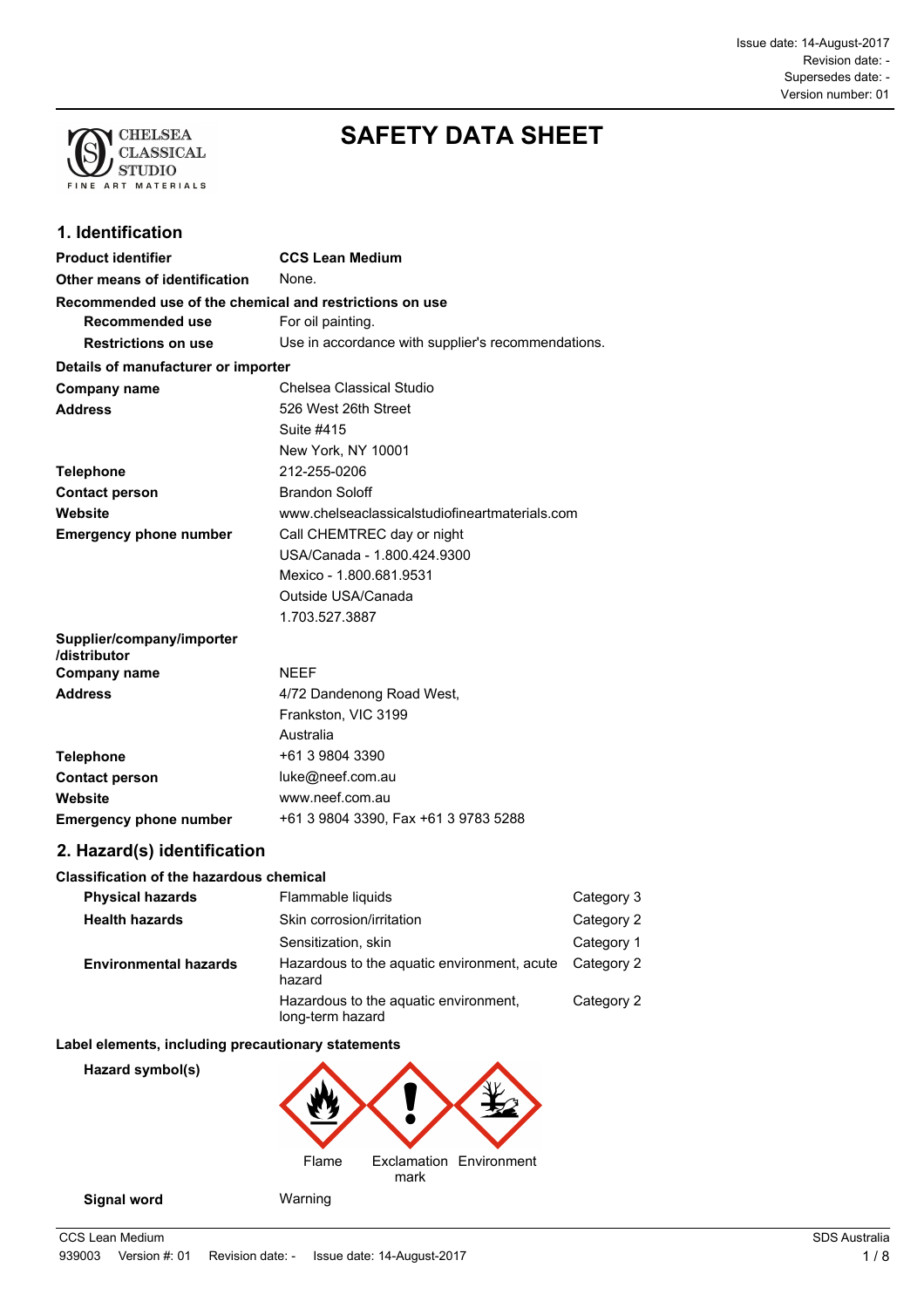Issue date: 14-August-2017
Revision date: -
Supersedes date: -
Version number: 01

# SAFETY DATA SHEET

## 1. Identification

**Product identifier** CCS Lean Medium

**Other means of identification** None.

**Recommended use of the chemical and restrictions on use**

**Recommended use** For oil painting.

**Restrictions on use** Use in accordance with supplier's recommendations.

**Details of manufacturer or importer**

**Company name** Chelsea Classical Studio

**Address** 526 West 26th Street
Suite #415
New York, NY 10001

**Telephone** 212-255-0206

**Contact person** Brandon Soloff

**Website** www.chelseaclassicalstudiofineartmaterials.com

**Emergency phone number** Call CHEMTREC day or night
USA/Canada - 1.800.424.9300
Mexico - 1.800.681.9531
Outside USA/Canada
1.703.527.3887

**Supplier/company/importer /distributor**

**Company name** NEEF

**Address** 4/72 Dandenong Road West,
Frankston, VIC 3199
Australia

**Telephone** +61 3 9804 3390

**Contact person** luke@neef.com.au

**Website** www.neef.com.au

**Emergency phone number** +61 3 9804 3390, Fax +61 3 9783 5288

## 2. Hazard(s) identification

**Classification of the hazardous chemical**

| | | |
|---|---|---|
| **Physical hazards** | Flammable liquids | Category 3 |
| **Health hazards** | Skin corrosion/irritation | Category 2 |
| | Sensitization, skin | Category 1 |
| **Environmental hazards** | Hazardous to the aquatic environment, acute hazard | Category 2 |
| | Hazardous to the aquatic environment, long-term hazard | Category 2 |

**Label elements, including precautionary statements**

**Hazard symbol(s)**

Flame Exclamation mark Environment

**Signal word** Warning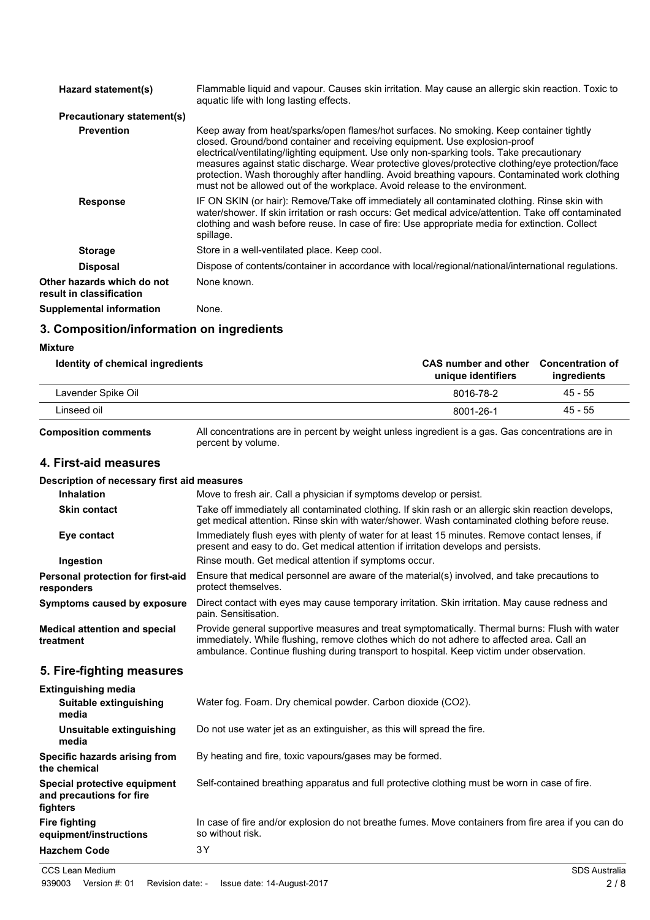| | |
|---|---|
| **Hazard statement(s)** | Flammable liquid and vapour. Causes skin irritation. May cause an allergic skin reaction. Toxic to aquatic life with long lasting effects. |
| **Precautionary statement(s)** | |
| **Prevention** | Keep away from heat/sparks/open flames/hot surfaces. No smoking. Keep container tightly closed. Ground/bond container and receiving equipment. Use explosion-proof electrical/ventilating/lighting equipment. Use only non-sparking tools. Take precautionary measures against static discharge. Wear protective gloves/protective clothing/eye protection/face protection. Wash thoroughly after handling. Avoid breathing vapours. Contaminated work clothing must not be allowed out of the workplace. Avoid release to the environment. |
| **Response** | IF ON SKIN (or hair): Remove/Take off immediately all contaminated clothing. Rinse skin with water/shower. If skin irritation or rash occurs: Get medical advice/attention. Take off contaminated clothing and wash before reuse. In case of fire: Use appropriate media for extinction. Collect spillage. |
| **Storage** | Store in a well-ventilated place. Keep cool. |
| **Disposal** | Dispose of contents/container in accordance with local/regional/national/international regulations. |
| **Other hazards which do not result in classification** | None known. |
| **Supplemental information** | None. |

## 3. Composition/information on ingredients

**Mixture**

| Identity of chemical ingredients | CAS number and other unique identifiers | Concentration of ingredients |
|---|---|---|
| Lavender Spike Oil | 8016-78-2 | 45 - 55 |
| Linseed oil | 8001-26-1 | 45 - 55 |

**Composition comments** All concentrations are in percent by weight unless ingredient is a gas. Gas concentrations are in percent by volume.

## 4. First-aid measures

**Description of necessary first aid measures**

| | |
|---|---|
| **Inhalation** | Move to fresh air. Call a physician if symptoms develop or persist. |
| **Skin contact** | Take off immediately all contaminated clothing. If skin rash or an allergic skin reaction develops, get medical attention. Rinse skin with water/shower. Wash contaminated clothing before reuse. |
| **Eye contact** | Immediately flush eyes with plenty of water for at least 15 minutes. Remove contact lenses, if present and easy to do. Get medical attention if irritation develops and persists. |
| **Ingestion** | Rinse mouth. Get medical attention if symptoms occur. |
| **Personal protection for first-aid responders** | Ensure that medical personnel are aware of the material(s) involved, and take precautions to protect themselves. |
| **Symptoms caused by exposure** | Direct contact with eyes may cause temporary irritation. Skin irritation. May cause redness and pain. Sensitisation. |
| **Medical attention and special treatment** | Provide general supportive measures and treat symptomatically. Thermal burns: Flush with water immediately. While flushing, remove clothes which do not adhere to affected area. Call an ambulance. Continue flushing during transport to hospital. Keep victim under observation. |

## 5. Fire-fighting measures

| | |
|---|---|
| **Extinguishing media** | |
| **Suitable extinguishing media** | Water fog. Foam. Dry chemical powder. Carbon dioxide ($CO_2$). |
| **Unsuitable extinguishing media** | Do not use water jet as an extinguisher, as this will spread the fire. |
| **Specific hazards arising from the chemical** | By heating and fire, toxic vapours/gases may be formed. |
| **Special protective equipment and precautions for fire fighters** | Self-contained breathing apparatus and full protective clothing must be worn in case of fire. |
| **Fire fighting equipment/instructions** | In case of fire and/or explosion do not breathe fumes. Move containers from fire area if you can do so without risk. |
| **Hazchem Code** | 3Y |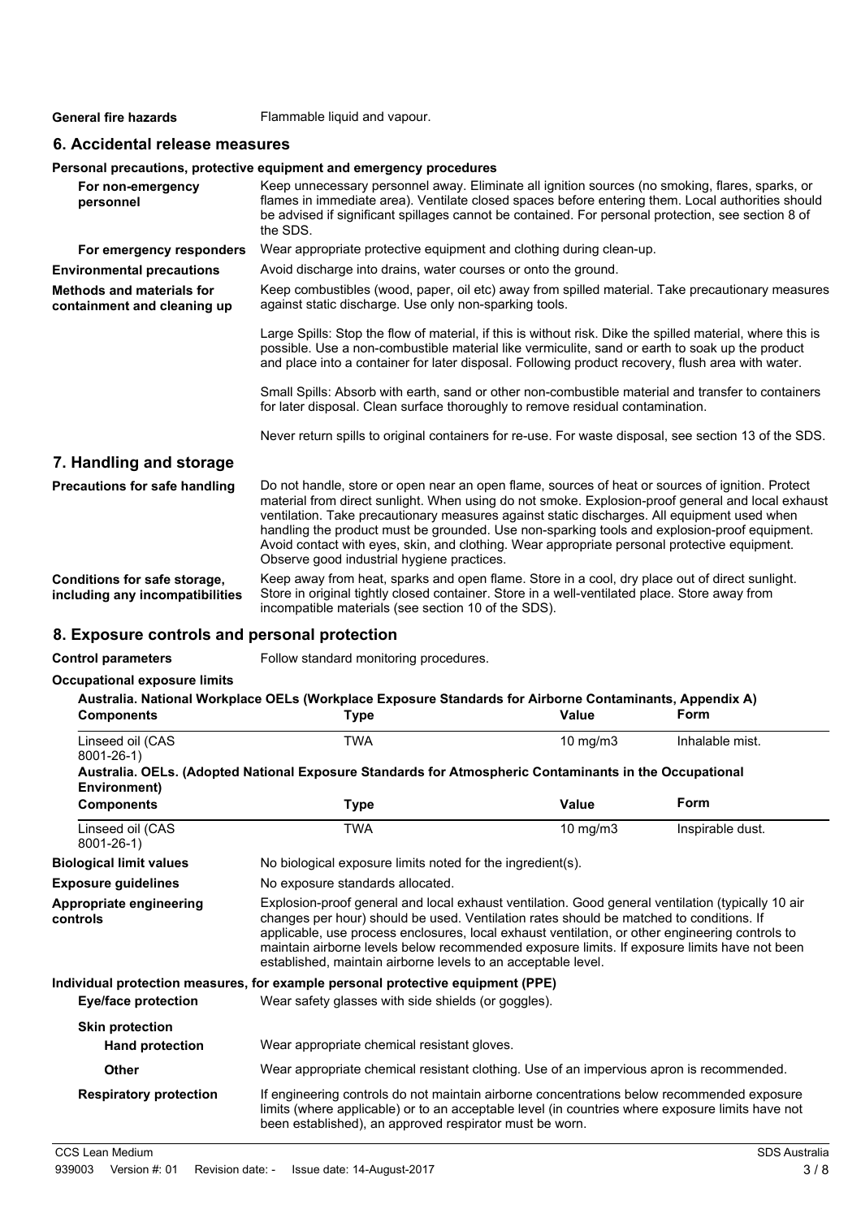**General fire hazards** Flammable liquid and vapour.

## 6. Accidental release measures

### Personal precautions, protective equipment and emergency procedures

**For non-emergency personnel**
Keep unnecessary personnel away. Eliminate all ignition sources (no smoking, flares, sparks, or flames in immediate area). Ventilate closed spaces before entering them. Local authorities should be advised if significant spillages cannot be contained. For personal protection, see section 8 of the SDS.

**For emergency responders**
Wear appropriate protective equipment and clothing during clean-up.

**Environmental precautions**
Avoid discharge into drains, water courses or onto the ground.

**Methods and materials for containment and cleaning up**
Keep combustibles (wood, paper, oil etc) away from spilled material. Take precautionary measures against static discharge. Use only non-sparking tools.

Large Spills: Stop the flow of material, if this is without risk. Dike the spilled material, where this is possible. Use a non-combustible material like vermiculite, sand or earth to soak up the product and place into a container for later disposal. Following product recovery, flush area with water.

Small Spills: Absorb with earth, sand or other non-combustible material and transfer to containers for later disposal. Clean surface thoroughly to remove residual contamination.

Never return spills to original containers for re-use. For waste disposal, see section 13 of the SDS.

## 7. Handling and storage

**Precautions for safe handling**
Do not handle, store or open near an open flame, sources of heat or sources of ignition. Protect material from direct sunlight. When using do not smoke. Explosion-proof general and local exhaust ventilation. Take precautionary measures against static discharges. All equipment used when handling the product must be grounded. Use non-sparking tools and explosion-proof equipment. Avoid contact with eyes, skin, and clothing. Wear appropriate personal protective equipment. Observe good industrial hygiene practices.

**Conditions for safe storage, including any incompatibilities**
Keep away from heat, sparks and open flame. Store in a cool, dry place out of direct sunlight. Store in original tightly closed container. Store in a well-ventilated place. Store away from incompatible materials (see section 10 of the SDS).

## 8. Exposure controls and personal protection

**Control parameters** Follow standard monitoring procedures.

### Occupational exposure limits

**Australia. National Workplace OELs (Workplace Exposure Standards for Airborne Contaminants, Appendix A)**

| Components | Type | Value | Form |
|---|---|---|---|
| Linseed oil (CAS 8001-26-1) | TWA | 10 mg/m3 | Inhalable mist. |

**Australia. OELs. (Adopted National Exposure Standards for Atmospheric Contaminants in the Occupational Environment)**

| Components | Type | Value | Form |
|---|---|---|---|
| Linseed oil (CAS 8001-26-1) | TWA | 10 mg/m3 | Inspirable dust. |

**Biological limit values**
No biological exposure limits noted for the ingredient(s).

**Exposure guidelines**
No exposure standards allocated.

**Appropriate engineering controls**
Explosion-proof general and local exhaust ventilation. Good general ventilation (typically 10 air changes per hour) should be used. Ventilation rates should be matched to conditions. If applicable, use process enclosures, local exhaust ventilation, or other engineering controls to maintain airborne levels below recommended exposure limits. If exposure limits have not been established, maintain airborne levels to an acceptable level.

### Individual protection measures, for example personal protective equipment (PPE)

**Eye/face protection**
Wear safety glasses with side shields (or goggles).

**Skin protection**

**Hand protection**
Wear appropriate chemical resistant gloves.

**Other**
Wear appropriate chemical resistant clothing. Use of an impervious apron is recommended.

**Respiratory protection**
If engineering controls do not maintain airborne concentrations below recommended exposure limits (where applicable) or to an acceptable level (in countries where exposure limits have not been established), an approved respirator must be worn.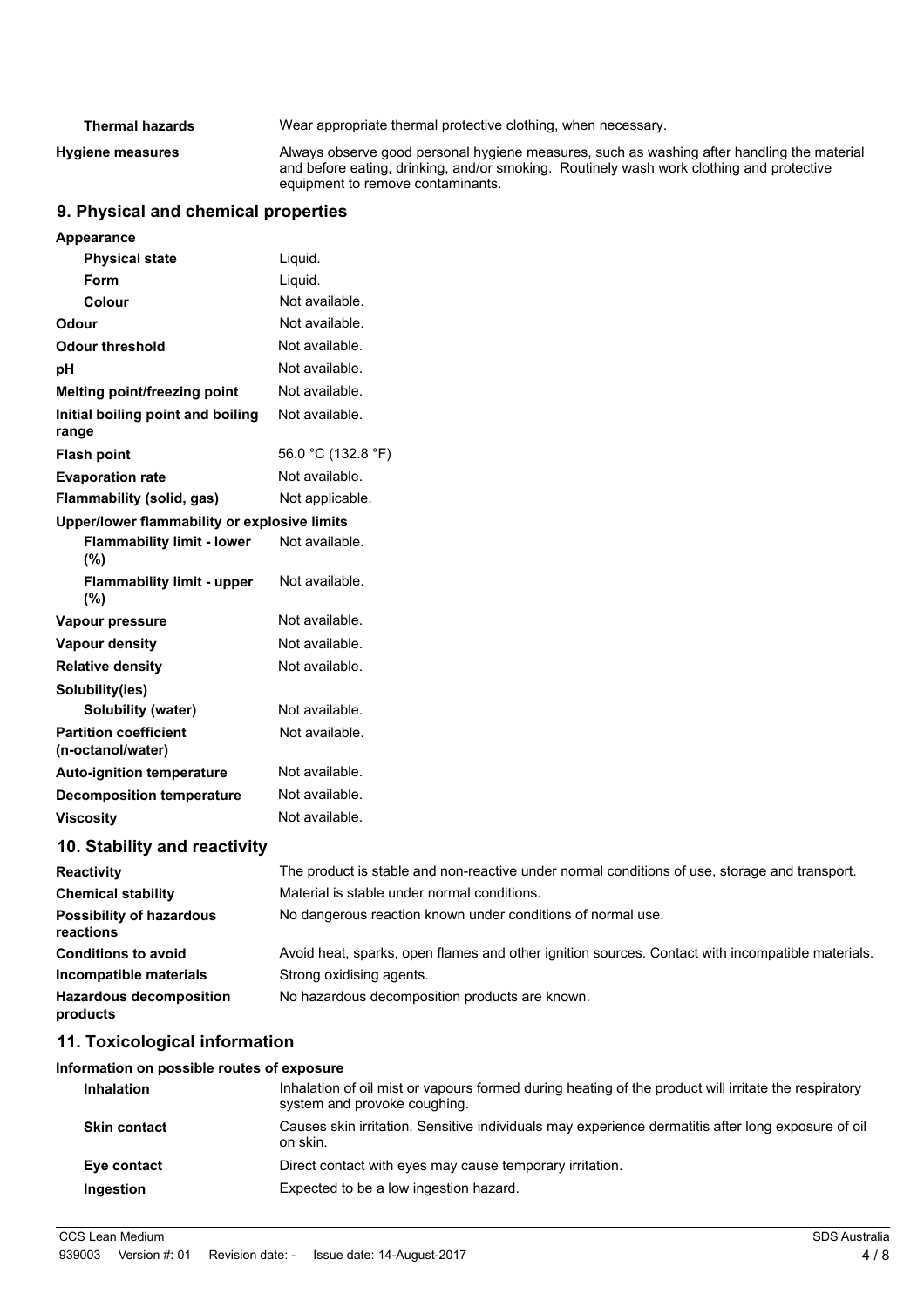| | |
|---|---|
| **Thermal hazards** | Wear appropriate thermal protective clothing, when necessary. |
| **Hygiene measures** | Always observe good personal hygiene measures, such as washing after handling the material and before eating, drinking, and/or smoking. Routinely wash work clothing and protective equipment to remove contaminants. |

## 9. Physical and chemical properties

| | |
|---|---|
| **Appearance** | |
| **Physical state** | Liquid. |
| **Form** | Liquid. |
| **Colour** | Not available. |
| **Odour** | Not available. |
| **Odour threshold** | Not available. |
| **pH** | Not available. |
| **Melting point/freezing point** | Not available. |
| **Initial boiling point and boiling range** | Not available. |
| **Flash point** | 56.0 °C (132.8 °F) |
| **Evaporation rate** | Not available. |
| **Flammability (solid, gas)** | Not applicable. |
| **Upper/lower flammability or explosive limits** | |
| **Flammability limit - lower (%)** | Not available. |
| **Flammability limit - upper (%)** | Not available. |
| **Vapour pressure** | Not available. |
| **Vapour density** | Not available. |
| **Relative density** | Not available. |
| **Solubility(ies)** | |
| **Solubility (water)** | Not available. |
| **Partition coefficient (n-octanol/water)** | Not available. |
| **Auto-ignition temperature** | Not available. |
| **Decomposition temperature** | Not available. |
| **Viscosity** | Not available. |

## 10. Stability and reactivity

| | |
|---|---|
| **Reactivity** | The product is stable and non-reactive under normal conditions of use, storage and transport. |
| **Chemical stability** | Material is stable under normal conditions. |
| **Possibility of hazardous reactions** | No dangerous reaction known under conditions of normal use. |
| **Conditions to avoid** | Avoid heat, sparks, open flames and other ignition sources. Contact with incompatible materials. |
| **Incompatible materials** | Strong oxidising agents. |
| **Hazardous decomposition products** | No hazardous decomposition products are known. |

## 11. Toxicological information

**Information on possible routes of exposure**

| | |
|---|---|
| **Inhalation** | Inhalation of oil mist or vapours formed during heating of the product will irritate the respiratory system and provoke coughing. |
| **Skin contact** | Causes skin irritation. Sensitive individuals may experience dermatitis after long exposure of oil on skin. |
| **Eye contact** | Direct contact with eyes may cause temporary irritation. |
| **Ingestion** | Expected to be a low ingestion hazard. |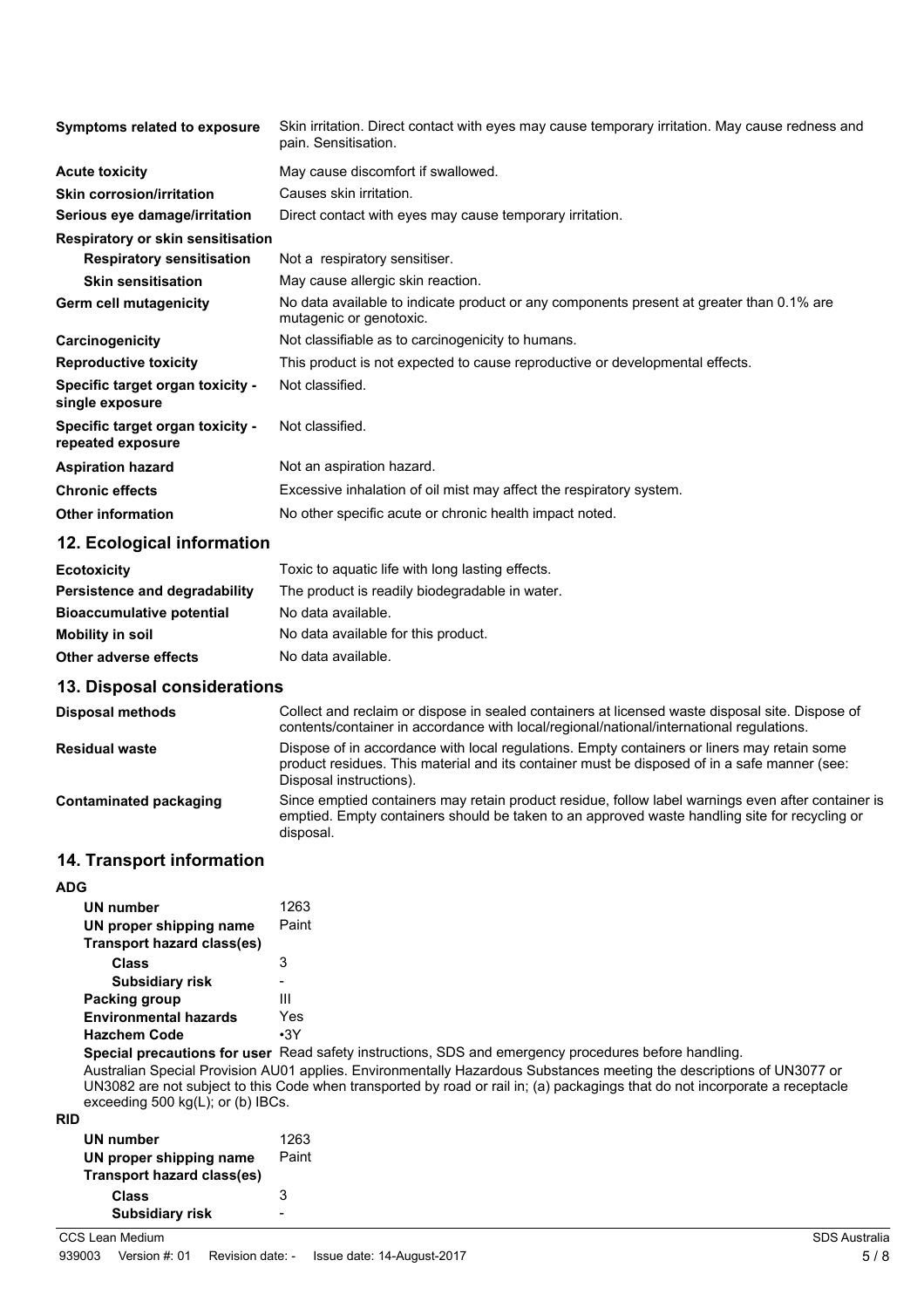| | |
|---|---|
| **Symptoms related to exposure** | Skin irritation. Direct contact with eyes may cause temporary irritation. May cause redness and pain. Sensitisation. |
| **Acute toxicity** | May cause discomfort if swallowed. |
| **Skin corrosion/irritation** | Causes skin irritation. |
| **Serious eye damage/irritation** | Direct contact with eyes may cause temporary irritation. |
| **Respiratory or skin sensitisation** | |
| **Respiratory sensitisation** | Not a respiratory sensitiser. |
| **Skin sensitisation** | May cause allergic skin reaction. |
| **Germ cell mutagenicity** | No data available to indicate product or any components present at greater than 0.1% are mutagenic or genotoxic. |
| **Carcinogenicity** | Not classifiable as to carcinogenicity to humans. |
| **Reproductive toxicity** | This product is not expected to cause reproductive or developmental effects. |
| **Specific target organ toxicity - single exposure** | Not classified. |
| **Specific target organ toxicity - repeated exposure** | Not classified. |
| **Aspiration hazard** | Not an aspiration hazard. |
| **Chronic effects** | Excessive inhalation of oil mist may affect the respiratory system. |
| **Other information** | No other specific acute or chronic health impact noted. |

## 12. Ecological information

| | |
|---|---|
| **Ecotoxicity** | Toxic to aquatic life with long lasting effects. |
| **Persistence and degradability** | The product is readily biodegradable in water. |
| **Bioaccumulative potential** | No data available. |
| **Mobility in soil** | No data available for this product. |
| **Other adverse effects** | No data available. |

## 13. Disposal considerations

| | |
|---|---|
| **Disposal methods** | Collect and reclaim or dispose in sealed containers at licensed waste disposal site. Dispose of contents/container in accordance with local/regional/national/international regulations. |
| **Residual waste** | Dispose of in accordance with local regulations. Empty containers or liners may retain some product residues. This material and its container must be disposed of in a safe manner (see: Disposal instructions). |
| **Contaminated packaging** | Since emptied containers may retain product residue, follow label warnings even after container is emptied. Empty containers should be taken to an approved waste handling site for recycling or disposal. |

## 14. Transport information

**ADG**

| | |
|---|---|
| **UN number** | 1263 |
| **UN proper shipping name** | Paint |
| **Transport hazard class(es)** | |
| **Class** | 3 |
| **Subsidiary risk** | - |
| **Packing group** | III |
| **Environmental hazards** | Yes |
| **Hazchem Code** | •3Y |
| **Special precautions for user** | Read safety instructions, SDS and emergency procedures before handling. |

Australian Special Provision AU01 applies. Environmentally Hazardous Substances meeting the descriptions of UN3077 or UN3082 are not subject to this Code when transported by road or rail in; (a) packagings that do not incorporate a receptacle exceeding 500 kg(L); or (b) IBCs.

**RID**

| | |
|---|---|
| **UN number** | 1263 |
| **UN proper shipping name** | Paint |
| **Transport hazard class(es)** | |
| **Class** | 3 |
| **Subsidiary risk** | - |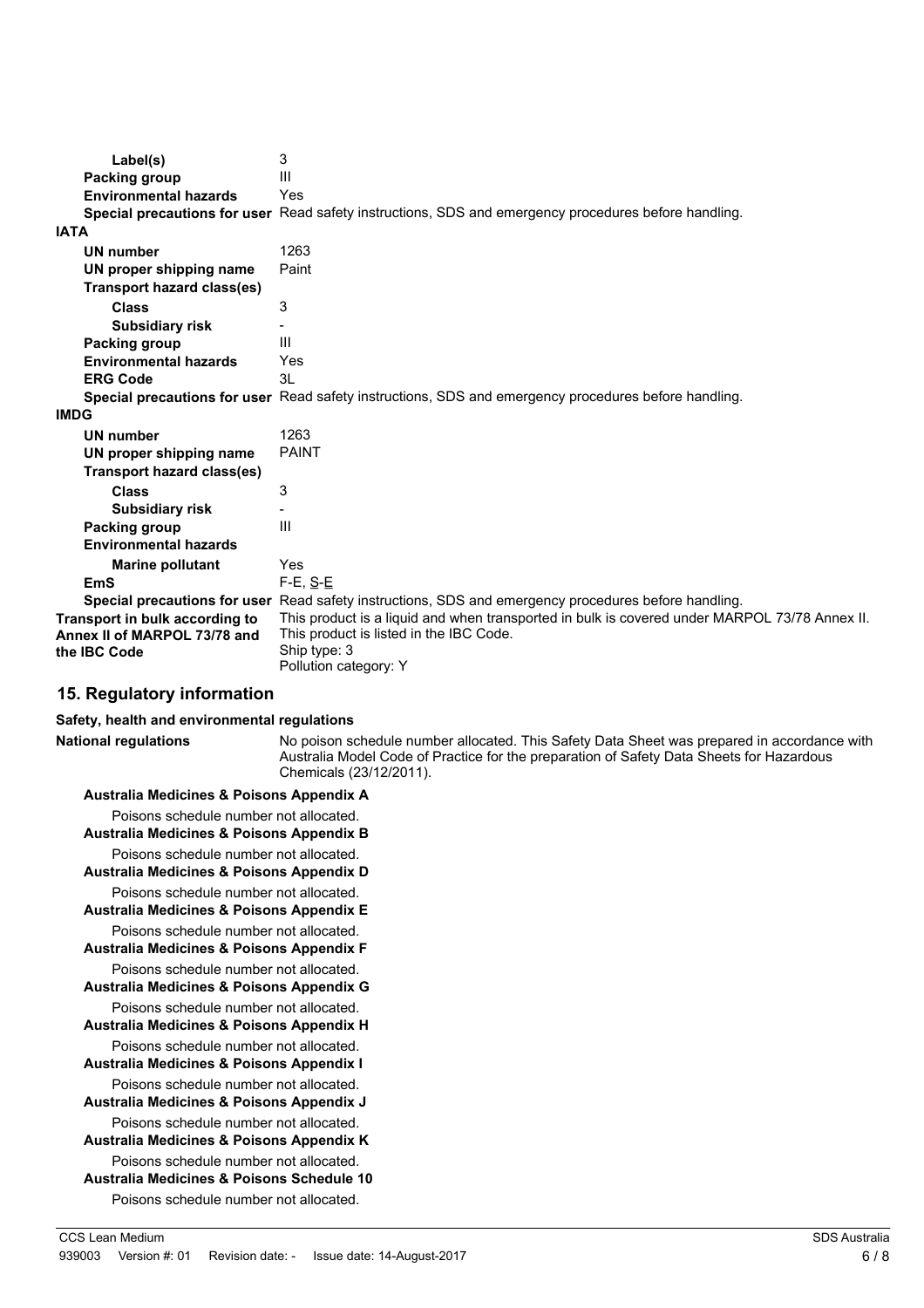| | |
|---|---|
| **Label(s)** | 3 |
| **Packing group** | III |
| **Environmental hazards** | Yes |
| **Special precautions for user** | Read safety instructions, SDS and emergency procedures before handling. |

**IATA**

| | |
|---|---|
| **UN number** | 1263 |
| **UN proper shipping name** | Paint |
| **Transport hazard class(es)** | |
| **Class** | 3 |
| **Subsidiary risk** | - |
| **Packing group** | III |
| **Environmental hazards** | Yes |
| **ERG Code** | 3L |
| **Special precautions for user** | Read safety instructions, SDS and emergency procedures before handling. |

**IMDG**

| | |
|---|---|
| **UN number** | 1263 |
| **UN proper shipping name** | PAINT |
| **Transport hazard class(es)** | |
| **Class** | 3 |
| **Subsidiary risk** | - |
| **Packing group** | III |
| **Environmental hazards** | |
| **Marine pollutant** | Yes |
| **EmS** | F-E, S-E |
| **Special precautions for user** | Read safety instructions, SDS and emergency procedures before handling. |
| **Transport in bulk according to Annex II of MARPOL 73/78 and the IBC Code** | This product is a liquid and when transported in bulk is covered under MARPOL 73/78 Annex II. This product is listed in the IBC Code. Ship type: 3 Pollution category: Y |

## 15. Regulatory information

**Safety, health and environmental regulations**

**National regulations** No poison schedule number allocated. This Safety Data Sheet was prepared in accordance with Australia Model Code of Practice for the preparation of Safety Data Sheets for Hazardous Chemicals (23/12/2011).

**Australia Medicines & Poisons Appendix A**

Poisons schedule number not allocated.

**Australia Medicines & Poisons Appendix B**

Poisons schedule number not allocated.

**Australia Medicines & Poisons Appendix D**

Poisons schedule number not allocated.

**Australia Medicines & Poisons Appendix E**

Poisons schedule number not allocated.

**Australia Medicines & Poisons Appendix F**

Poisons schedule number not allocated.

**Australia Medicines & Poisons Appendix G**

Poisons schedule number not allocated.

**Australia Medicines & Poisons Appendix H**

Poisons schedule number not allocated.

**Australia Medicines & Poisons Appendix I**

Poisons schedule number not allocated.

**Australia Medicines & Poisons Appendix J**

Poisons schedule number not allocated.

**Australia Medicines & Poisons Appendix K**

Poisons schedule number not allocated.

**Australia Medicines & Poisons Schedule 10**

Poisons schedule number not allocated.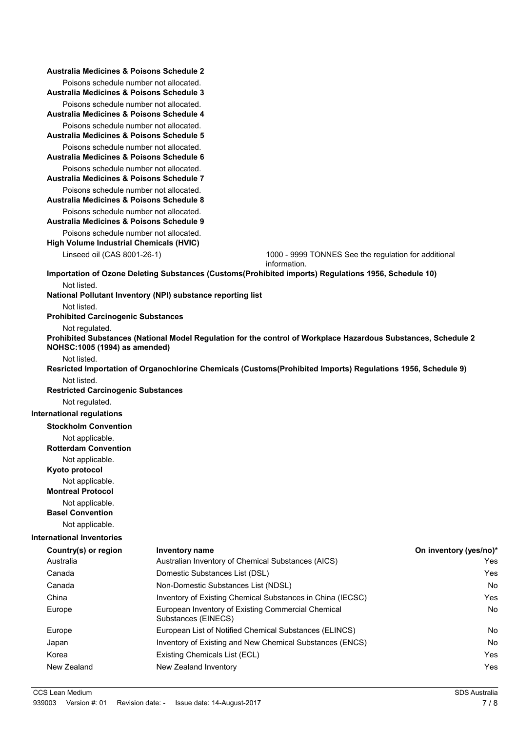**Australia Medicines & Poisons Schedule 2**

Poisons schedule number not allocated.

**Australia Medicines & Poisons Schedule 3**

Poisons schedule number not allocated.

**Australia Medicines & Poisons Schedule 4**

Poisons schedule number not allocated.

**Australia Medicines & Poisons Schedule 5**

Poisons schedule number not allocated.

**Australia Medicines & Poisons Schedule 6**

Poisons schedule number not allocated.

**Australia Medicines & Poisons Schedule 7**

Poisons schedule number not allocated.

**Australia Medicines & Poisons Schedule 8**

Poisons schedule number not allocated.

**Australia Medicines & Poisons Schedule 9**

Poisons schedule number not allocated.

**High Volume Industrial Chemicals (HVIC)**

Linseed oil (CAS 8001-26-1) — 1000 - 9999 TONNES See the regulation for additional information.

**Importation of Ozone Deleting Substances (Customs(Prohibited imports) Regulations 1956, Schedule 10)**

Not listed.

**National Pollutant Inventory (NPI) substance reporting list**

Not listed.

**Prohibited Carcinogenic Substances**

Not regulated.

**Prohibited Substances (National Model Regulation for the control of Workplace Hazardous Substances, Schedule 2 NOHSC:1005 (1994) as amended)**

Not listed.

**Resricted Importation of Organochlorine Chemicals (Customs(Prohibited Imports) Regulations 1956, Schedule 9)**

Not listed.

**Restricted Carcinogenic Substances**

Not regulated.

**International regulations**

**Stockholm Convention**

Not applicable.

**Rotterdam Convention**

Not applicable.

**Kyoto protocol**

Not applicable.

**Montreal Protocol**

Not applicable.

**Basel Convention**

Not applicable.

**International Inventories**

| Country(s) or region | Inventory name | On inventory (yes/no)* |
|---|---|---|
| Australia | Australian Inventory of Chemical Substances (AICS) | Yes |
| Canada | Domestic Substances List (DSL) | Yes |
| Canada | Non-Domestic Substances List (NDSL) | No |
| China | Inventory of Existing Chemical Substances in China (IECSC) | Yes |
| Europe | European Inventory of Existing Commercial Chemical Substances (EINECS) | No |
| Europe | European List of Notified Chemical Substances (ELINCS) | No |
| Japan | Inventory of Existing and New Chemical Substances (ENCS) | No |
| Korea | Existing Chemicals List (ECL) | Yes |
| New Zealand | New Zealand Inventory | Yes |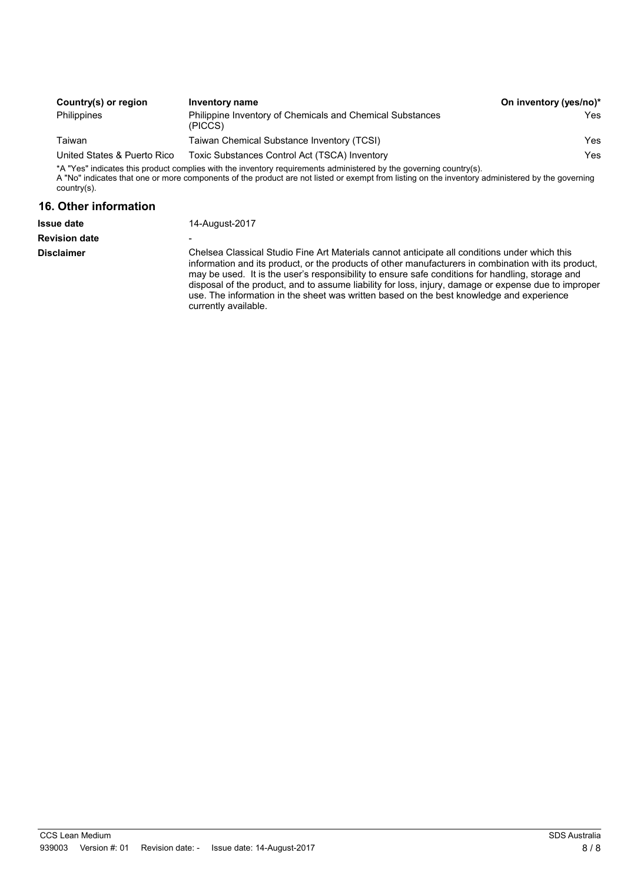| Country(s) or region | Inventory name | On inventory (yes/no)* |
| --- | --- | --- |
| Philippines | Philippine Inventory of Chemicals and Chemical Substances (PICCS) | Yes |
| Taiwan | Taiwan Chemical Substance Inventory (TCSI) | Yes |
| United States & Puerto Rico | Toxic Substances Control Act (TSCA) Inventory | Yes |

*A "Yes" indicates this product complies with the inventory requirements administered by the governing country(s).
A "No" indicates that one or more components of the product are not listed or exempt from listing on the inventory administered by the governing country(s).

## 16. Other information

**Issue date** 14-August-2017

**Revision date** -

**Disclaimer** Chelsea Classical Studio Fine Art Materials cannot anticipate all conditions under which this information and its product, or the products of other manufacturers in combination with its product, may be used. It is the user's responsibility to ensure safe conditions for handling, storage and disposal of the product, and to assume liability for loss, injury, damage or expense due to improper use. The information in the sheet was written based on the best knowledge and experience currently available.